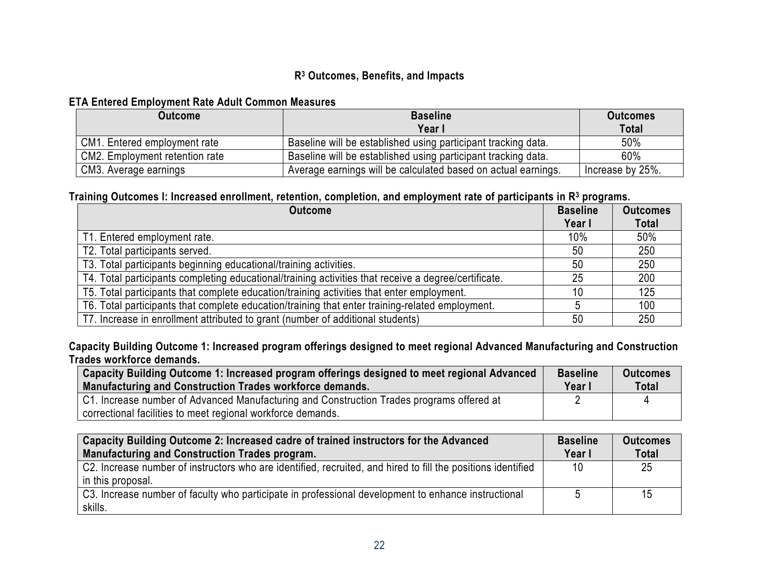## R³ Outcomes, Benefits, and Impacts

**ETA Entered Employment Rate Adult Common Measures**

| Outcome | Baseline Year I | Outcomes Total |
|---|---|---|
| CM1. Entered employment rate | Baseline will be established using participant tracking data. | 50% |
| CM2. Employment retention rate | Baseline will be established using participant tracking data. | 60% |
| CM3. Average earnings | Average earnings will be calculated based on actual earnings. | Increase by 25%. |

**Training Outcomes I: Increased enrollment, retention, completion, and employment rate of participants in R³ programs.**

| Outcome | Baseline Year I | Outcomes Total |
|---|---|---|
| T1. Entered employment rate. | 10% | 50% |
| T2. Total participants served. | 50 | 250 |
| T3. Total participants beginning educational/training activities. | 50 | 250 |
| T4. Total participants completing educational/training activities that receive a degree/certificate. | 25 | 200 |
| T5. Total participants that complete education/training activities that enter employment. | 10 | 125 |
| T6. Total participants that complete education/training that enter training-related employment. | 5 | 100 |
| T7. Increase in enrollment attributed to grant (number of additional students) | 50 | 250 |

**Capacity Building Outcome 1: Increased program offerings designed to meet regional Advanced Manufacturing and Construction Trades workforce demands.**

| Capacity Building Outcome 1: Increased program offerings designed to meet regional Advanced Manufacturing and Construction Trades workforce demands. | Baseline Year I | Outcomes Total |
|---|---|---|
| C1. Increase number of Advanced Manufacturing and Construction Trades programs offered at correctional facilities to meet regional workforce demands. | 2 | 4 |

| Capacity Building Outcome 2: Increased cadre of trained instructors for the Advanced Manufacturing and Construction Trades program. | Baseline Year I | Outcomes Total |
|---|---|---|
| C2. Increase number of instructors who are identified, recruited, and hired to fill the positions identified in this proposal. | 10 | 25 |
| C3. Increase number of faculty who participate in professional development to enhance instructional skills. | 5 | 15 |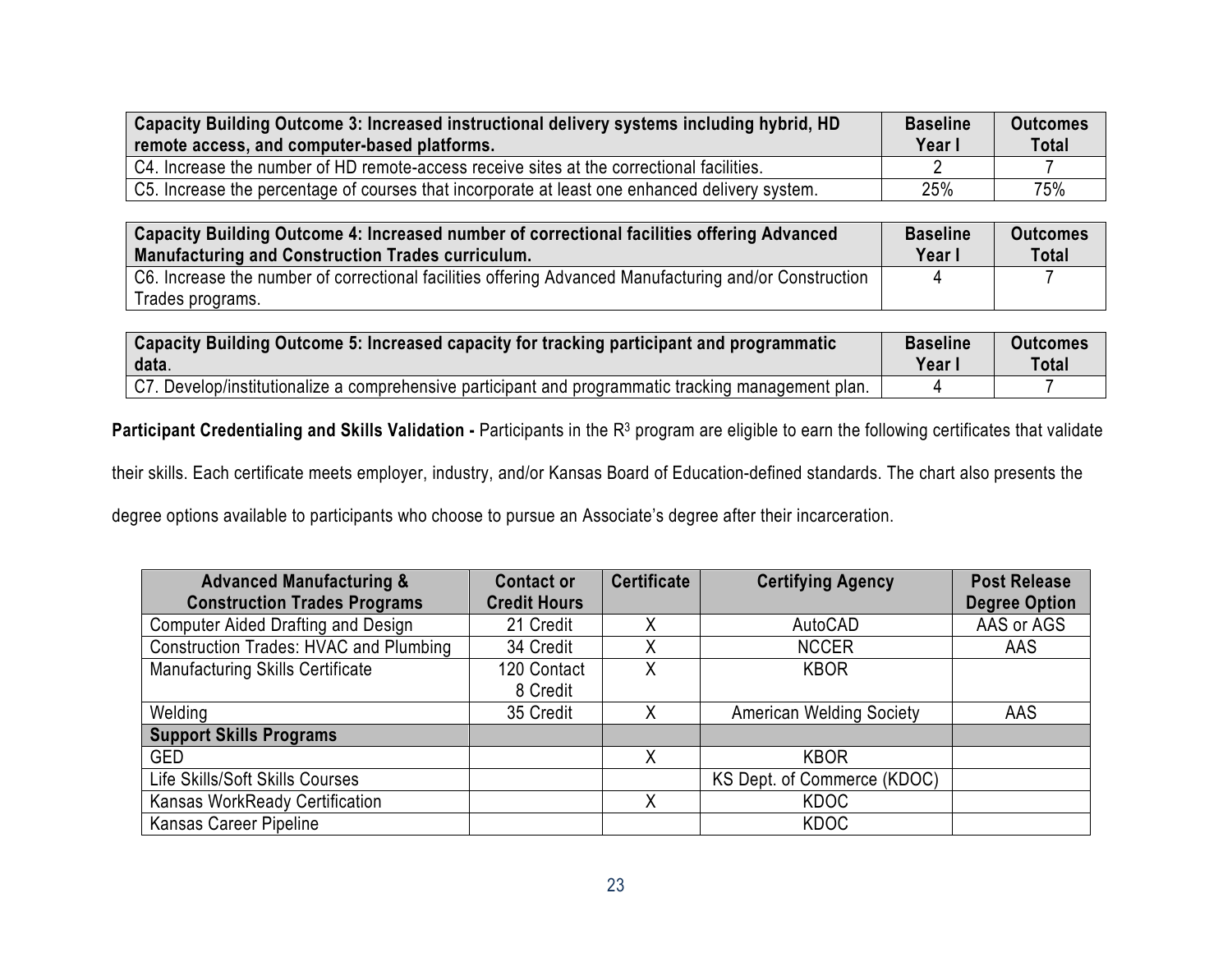| Capacity Building Outcome 3: Increased instructional delivery systems including hybrid, HD remote access, and computer-based platforms. | Baseline Year I | Outcomes Total |
|---|---|---|
| C4. Increase the number of HD remote-access receive sites at the correctional facilities. | 2 | 7 |
| C5. Increase the percentage of courses that incorporate at least one enhanced delivery system. | 25% | 75% |

| Capacity Building Outcome 4: Increased number of correctional facilities offering Advanced Manufacturing and Construction Trades curriculum. | Baseline Year I | Outcomes Total |
|---|---|---|
| C6. Increase the number of correctional facilities offering Advanced Manufacturing and/or Construction Trades programs. | 4 | 7 |

| Capacity Building Outcome 5: Increased capacity for tracking participant and programmatic data. | Baseline Year I | Outcomes Total |
|---|---|---|
| C7. Develop/institutionalize a comprehensive participant and programmatic tracking management plan. | 4 | 7 |

**Participant Credentialing and Skills Validation -** Participants in the $R^3$ program are eligible to earn the following certificates that validate their skills. Each certificate meets employer, industry, and/or Kansas Board of Education-defined standards. The chart also presents the degree options available to participants who choose to pursue an Associate's degree after their incarceration.

| Advanced Manufacturing & Construction Trades Programs | Contact or Credit Hours | Certificate | Certifying Agency | Post Release Degree Option |
|---|---|---|---|---|
| Computer Aided Drafting and Design | 21 Credit | X | AutoCAD | AAS or AGS |
| Construction Trades: HVAC and Plumbing | 34 Credit | X | NCCER | AAS |
| Manufacturing Skills Certificate | 120 Contact 8 Credit | X | KBOR | |
| Welding | 35 Credit | X | American Welding Society | AAS |
| **Support Skills Programs** | | | | |
| GED | | X | KBOR | |
| Life Skills/Soft Skills Courses | | | KS Dept. of Commerce (KDOC) | |
| Kansas WorkReady Certification | | X | KDOC | |
| Kansas Career Pipeline | | | KDOC | |